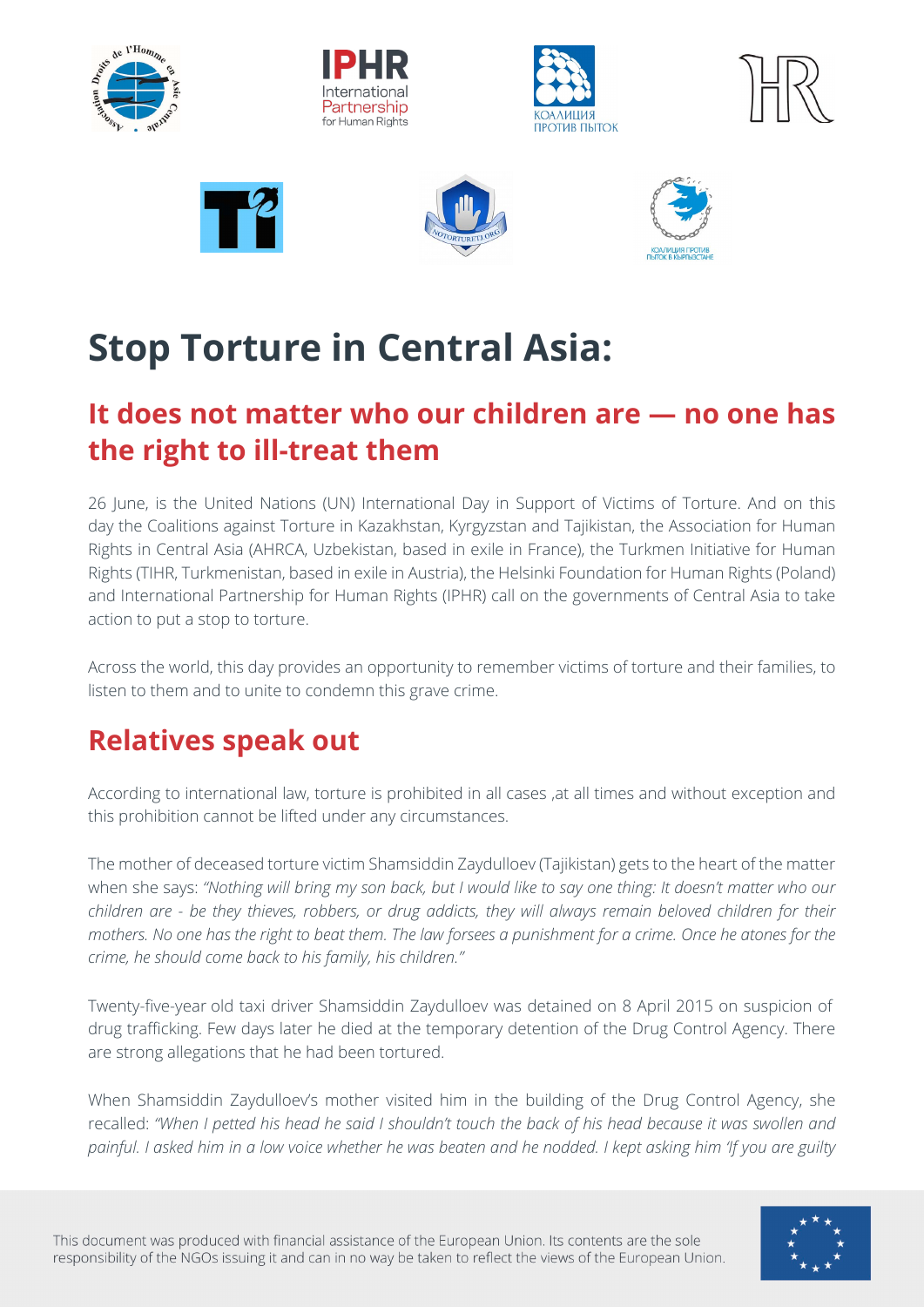# Stop Torture in Central Asia:

## It does not matter who our children are — no one has the right to ill-treat them

26 June, is the United Nations (UN) International Day in Support of Victims of Torture. And on this day the Coalitions against Torture in Kazakhstan, Kyrgyzstan and Tajikistan, the Association for Human Rights in Central Asia (AHRCA, Uzbekistan, based in exile in France), the Turkmen Initiative for Human Rights (TIHR, Turkmenistan, based in exile in Austria), the Helsinki Foundation for Human Rights (Poland) and International Partnership for Human Rights (IPHR) call on the governments of Central Asia to take action to put a stop to torture.

Across the world, this day provides an opportunity to remember victims of torture and their families, to listen to them and to unite to condemn this grave crime.

## Relatives speak out

According to international law, torture is prohibited in all cases ,at all times and without exception and this prohibition cannot be lifted under any circumstances.

The mother of deceased torture victim Shamsiddin Zaydulloev (Tajikistan) gets to the heart of the matter when she says: *"Nothing will bring my son back, but I would like to say one thing: It doesn't matter who our children are - be they thieves, robbers, or drug addicts, they will always remain beloved children for their mothers. No one has the right to beat them. The law forsees a punishment for a crime. Once he atones for the crime, he should come back to his family, his children."*

Twenty-five-year old taxi driver Shamsiddin Zaydulloev was detained on 8 April 2015 on suspicion of drug trafficking. Few days later he died at the temporary detention of the Drug Control Agency. There are strong allegations that he had been tortured.

When Shamsiddin Zaydulloev's mother visited him in the building of the Drug Control Agency, she recalled: *"When I petted his head he said I shouldn't touch the back of his head because it was swollen and painful. I asked him in a low voice whether he was beaten and he nodded. I kept asking him 'If you are guilty*

This document was produced with financial assistance of the European Union. Its contents are the sole responsibility of the NGOs issuing it and can in no way be taken to reflect the views of the European Union.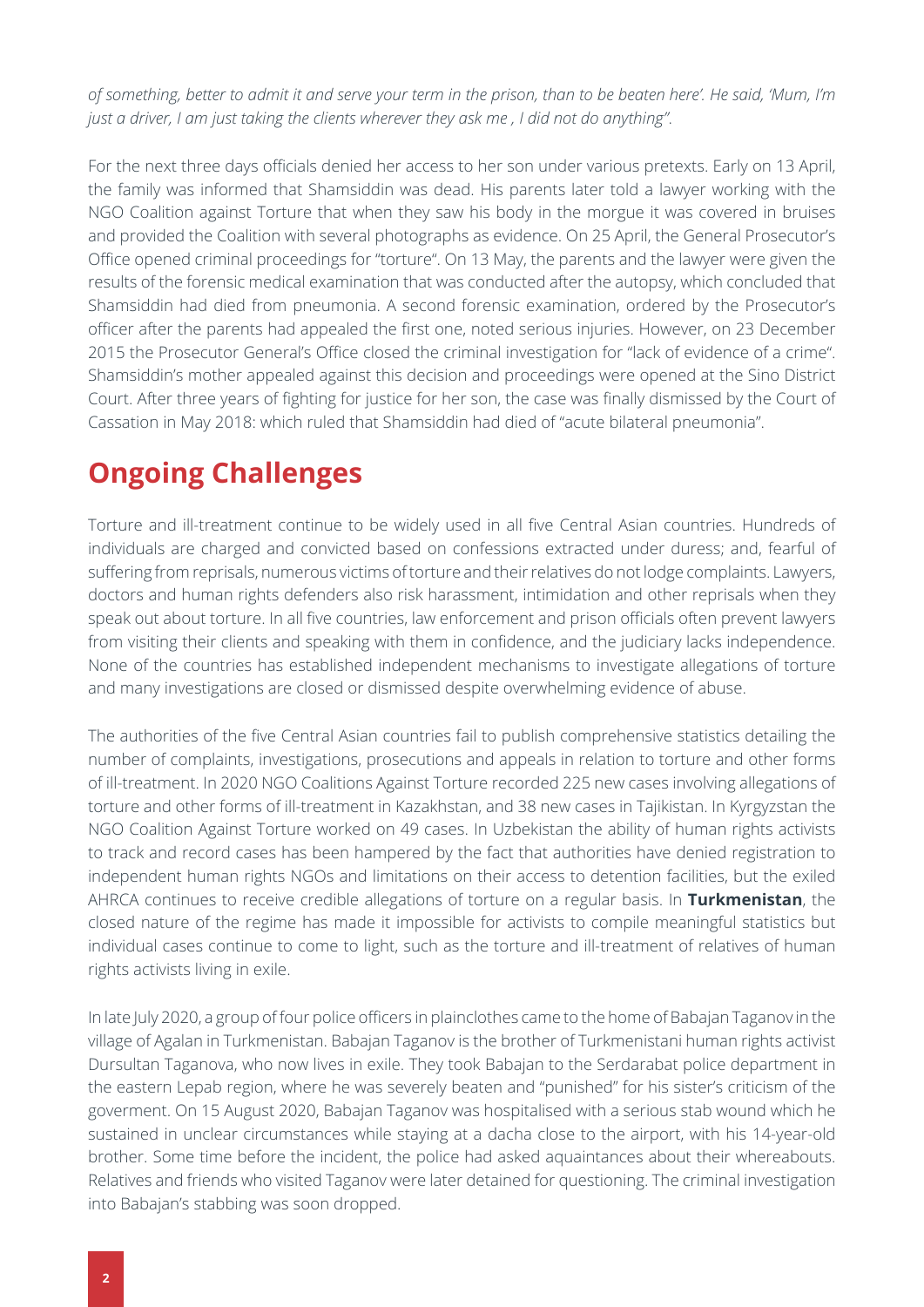*of something, better to admit it and serve your term in the prison, than to be beaten here'. He said, 'Mum, I'm just a driver, I am just taking the clients wherever they ask me , I did not do anything".*

For the next three days officials denied her access to her son under various pretexts. Early on 13 April, the family was informed that Shamsiddin was dead. His parents later told a lawyer working with the NGO Coalition against Torture that when they saw his body in the morgue it was covered in bruises and provided the Coalition with several photographs as evidence. On 25 April, the General Prosecutor's Office opened criminal proceedings for "torture". On 13 May, the parents and the lawyer were given the results of the forensic medical examination that was conducted after the autopsy, which concluded that Shamsiddin had died from pneumonia. A second forensic examination, ordered by the Prosecutor's officer after the parents had appealed the first one, noted serious injuries. However, on 23 December 2015 the Prosecutor General's Office closed the criminal investigation for "lack of evidence of a crime". Shamsiddin's mother appealed against this decision and proceedings were opened at the Sino District Court. After three years of fighting for justice for her son, the case was finally dismissed by the Court of Cassation in May 2018: which ruled that Shamsiddin had died of "acute bilateral pneumonia".

## Ongoing Challenges

Torture and ill-treatment continue to be widely used in all five Central Asian countries. Hundreds of individuals are charged and convicted based on confessions extracted under duress; and, fearful of suffering from reprisals, numerous victims of torture and their relatives do not lodge complaints. Lawyers, doctors and human rights defenders also risk harassment, intimidation and other reprisals when they speak out about torture. In all five countries, law enforcement and prison officials often prevent lawyers from visiting their clients and speaking with them in confidence, and the judiciary lacks independence. None of the countries has established independent mechanisms to investigate allegations of torture and many investigations are closed or dismissed despite overwhelming evidence of abuse.

The authorities of the five Central Asian countries fail to publish comprehensive statistics detailing the number of complaints, investigations, prosecutions and appeals in relation to torture and other forms of ill-treatment. In 2020 NGO Coalitions Against Torture recorded 225 new cases involving allegations of torture and other forms of ill-treatment in Kazakhstan, and 38 new cases in Tajikistan. In Kyrgyzstan the NGO Coalition Against Torture worked on 49 cases. In Uzbekistan the ability of human rights activists to track and record cases has been hampered by the fact that authorities have denied registration to independent human rights NGOs and limitations on their access to detention facilities, but the exiled AHRCA continues to receive credible allegations of torture on a regular basis. In **Turkmenistan**, the closed nature of the regime has made it impossible for activists to compile meaningful statistics but individual cases continue to come to light, such as the torture and ill-treatment of relatives of human rights activists living in exile.

In late July 2020, a group of four police officers in plainclothes came to the home of Babajan Taganov in the village of Agalan in Turkmenistan. Babajan Taganov is the brother of Turkmenistani human rights activist Dursultan Taganova, who now lives in exile. They took Babajan to the Serdarabat police department in the eastern Lepab region, where he was severely beaten and "punished" for his sister's criticism of the goverment. On 15 August 2020, Babajan Taganov was hospitalised with a serious stab wound which he sustained in unclear circumstances while staying at a dacha close to the airport, with his 14-year-old brother. Some time before the incident, the police had asked aquaintances about their whereabouts. Relatives and friends who visited Taganov were later detained for questioning. The criminal investigation into Babajan's stabbing was soon dropped.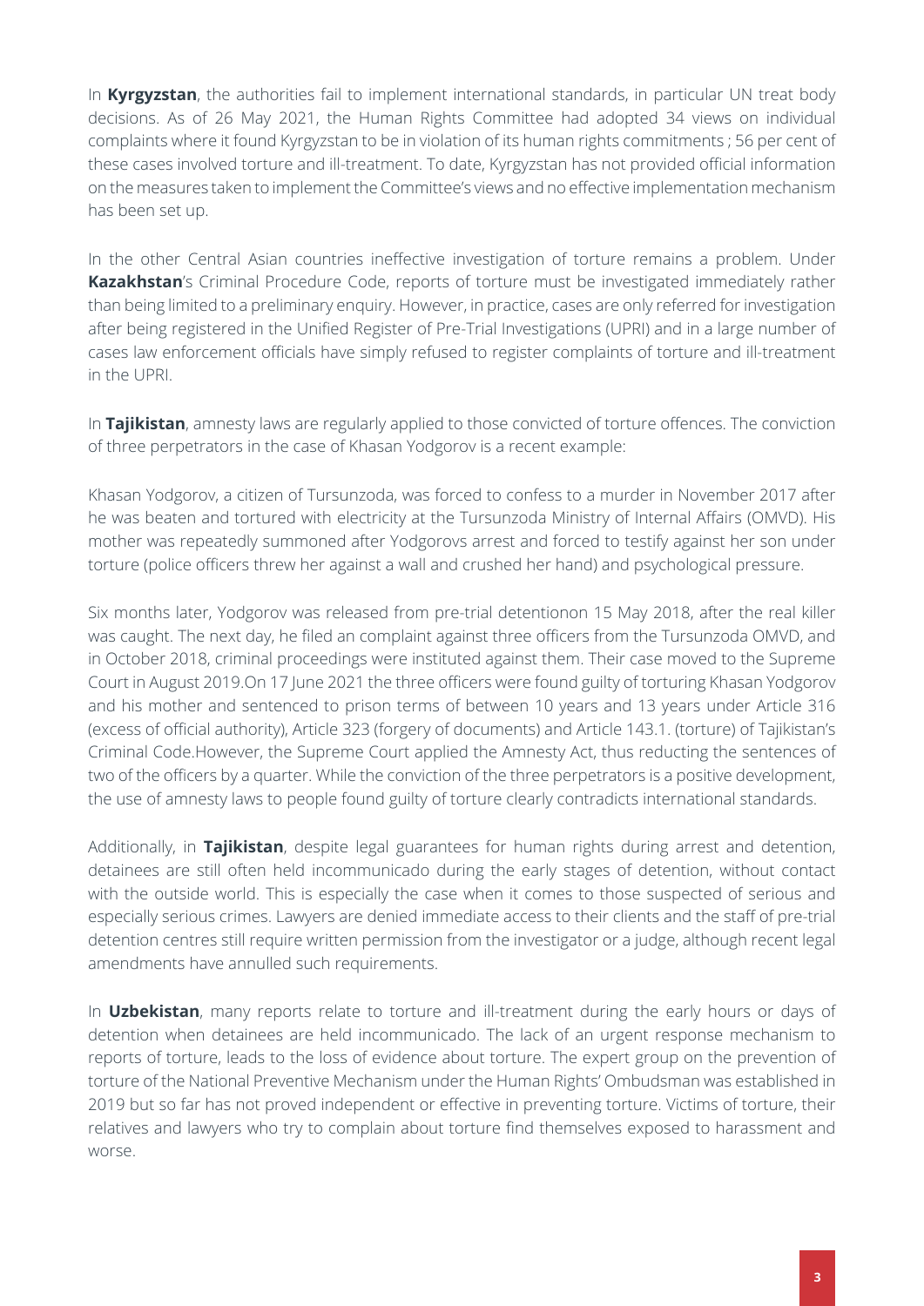In **Kyrgyzstan**, the authorities fail to implement international standards, in particular UN treat body decisions. As of 26 May 2021, the Human Rights Committee had adopted 34 views on individual complaints where it found Kyrgyzstan to be in violation of its human rights commitments ; 56 per cent of these cases involved torture and ill-treatment. To date, Kyrgyzstan has not provided official information on the measures taken to implement the Committee's views and no effective implementation mechanism has been set up.

In the other Central Asian countries ineffective investigation of torture remains a problem. Under **Kazakhstan**'s Criminal Procedure Code, reports of torture must be investigated immediately rather than being limited to a preliminary enquiry. However, in practice, cases are only referred for investigation after being registered in the Unified Register of Pre-Trial Investigations (UPRI) and in a large number of cases law enforcement officials have simply refused to register complaints of torture and ill-treatment in the UPRI.

In **Tajikistan**, amnesty laws are regularly applied to those convicted of torture offences. The conviction of three perpetrators in the case of Khasan Yodgorov is a recent example:

Khasan Yodgorov, a citizen of Tursunzoda, was forced to confess to a murder in November 2017 after he was beaten and tortured with electricity at the Tursunzoda Ministry of Internal Affairs (OMVD). His mother was repeatedly summoned after Yodgorovs arrest and forced to testify against her son under torture (police officers threw her against a wall and crushed her hand) and psychological pressure.

Six months later, Yodgorov was released from pre-trial detentionon 15 May 2018, after the real killer was caught. The next day, he filed an complaint against three officers from the Tursunzoda OMVD, and in October 2018, criminal proceedings were instituted against them. Their case moved to the Supreme Court in August 2019.On 17 June 2021 the three officers were found guilty of torturing Khasan Yodgorov and his mother and sentenced to prison terms of between 10 years and 13 years under Article 316 (excess of official authority), Article 323 (forgery of documents) and Article 143.1. (torture) of Tajikistan's Criminal Code.However, the Supreme Court applied the Amnesty Act, thus reducting the sentences of two of the officers by a quarter. While the conviction of the three perpetrators is a positive development, the use of amnesty laws to people found guilty of torture clearly contradicts international standards.

Additionally, in **Tajikistan**, despite legal guarantees for human rights during arrest and detention, detainees are still often held incommunicado during the early stages of detention, without contact with the outside world. This is especially the case when it comes to those suspected of serious and especially serious crimes. Lawyers are denied immediate access to their clients and the staff of pre-trial detention centres still require written permission from the investigator or a judge, although recent legal amendments have annulled such requirements.

In **Uzbekistan**, many reports relate to torture and ill-treatment during the early hours or days of detention when detainees are held incommunicado. The lack of an urgent response mechanism to reports of torture, leads to the loss of evidence about torture. The expert group on the prevention of torture of the National Preventive Mechanism under the Human Rights' Ombudsman was established in 2019 but so far has not proved independent or effective in preventing torture. Victims of torture, their relatives and lawyers who try to complain about torture find themselves exposed to harassment and worse.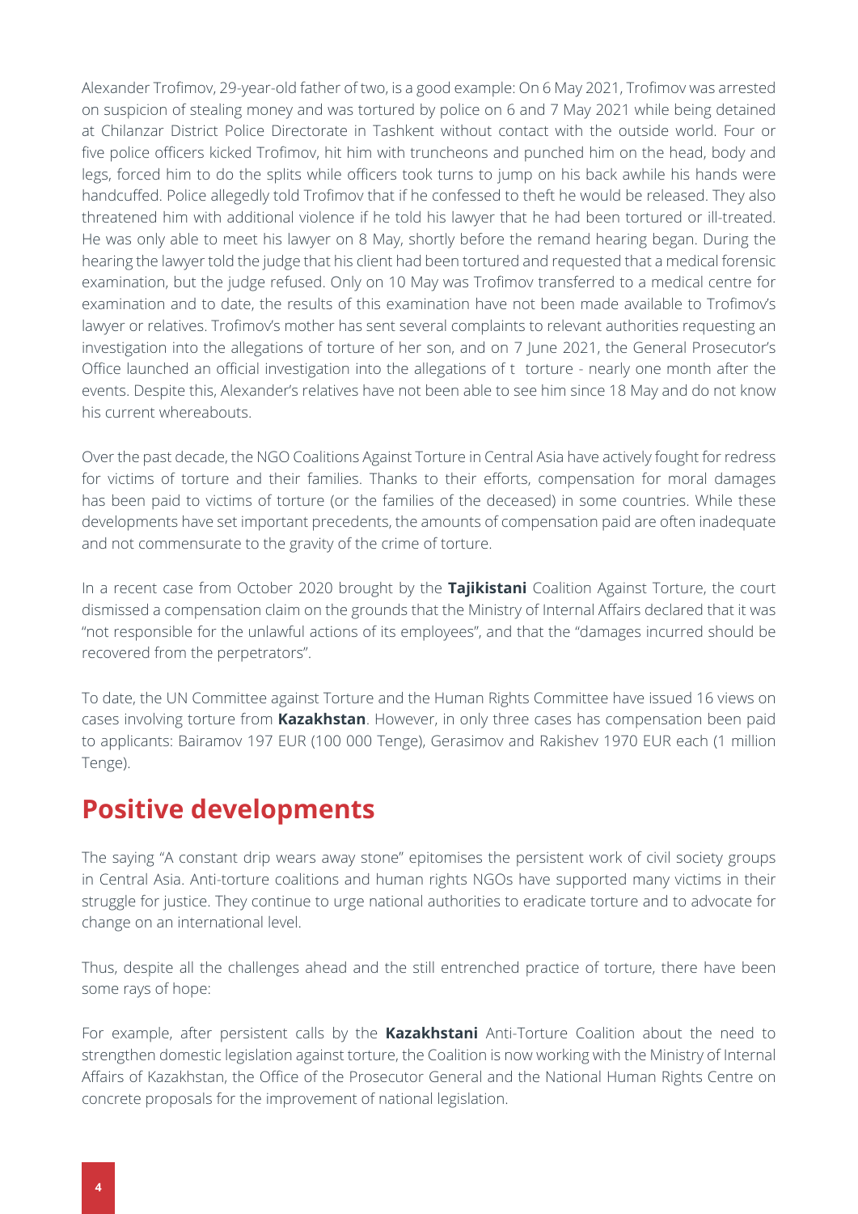Alexander Trofimov, 29-year-old father of two, is a good example: On 6 May 2021, Trofimov was arrested on suspicion of stealing money and was tortured by police on 6 and 7 May 2021 while being detained at Chilanzar District Police Directorate in Tashkent without contact with the outside world. Four or five police officers kicked Trofimov, hit him with truncheons and punched him on the head, body and legs, forced him to do the splits while officers took turns to jump on his back awhile his hands were handcuffed. Police allegedly told Trofimov that if he confessed to theft he would be released. They also threatened him with additional violence if he told his lawyer that he had been tortured or ill-treated. He was only able to meet his lawyer on 8 May, shortly before the remand hearing began. During the hearing the lawyer told the judge that his client had been tortured and requested that a medical forensic examination, but the judge refused. Only on 10 May was Trofimov transferred to a medical centre for examination and to date, the results of this examination have not been made available to Trofimov's lawyer or relatives. Trofimov's mother has sent several complaints to relevant authorities requesting an investigation into the allegations of torture of her son, and on 7 June 2021, the General Prosecutor's Office launched an official investigation into the allegations of t  torture - nearly one month after the events. Despite this, Alexander's relatives have not been able to see him since 18 May and do not know his current whereabouts.

Over the past decade, the NGO Coalitions Against Torture in Central Asia have actively fought for redress for victims of torture and their families. Thanks to their efforts, compensation for moral damages has been paid to victims of torture (or the families of the deceased) in some countries. While these developments have set important precedents, the amounts of compensation paid are often inadequate and not commensurate to the gravity of the crime of torture.

In a recent case from October 2020 brought by the **Tajikistani** Coalition Against Torture, the court dismissed a compensation claim on the grounds that the Ministry of Internal Affairs declared that it was "not responsible for the unlawful actions of its employees", and that the "damages incurred should be recovered from the perpetrators".

To date, the UN Committee against Torture and the Human Rights Committee have issued 16 views on cases involving torture from **Kazakhstan**. However, in only three cases has compensation been paid to applicants: Bairamov 197 EUR (100 000 Tenge), Gerasimov and Rakishev 1970 EUR each (1 million Tenge).

## Positive developments

The saying "A constant drip wears away stone" epitomises the persistent work of civil society groups in Central Asia. Anti-torture coalitions and human rights NGOs have supported many victims in their struggle for justice. They continue to urge national authorities to eradicate torture and to advocate for change on an international level.

Thus, despite all the challenges ahead and the still entrenched practice of torture, there have been some rays of hope:

For example, after persistent calls by the **Kazakhstani** Anti-Torture Coalition about the need to strengthen domestic legislation against torture, the Coalition is now working with the Ministry of Internal Affairs of Kazakhstan, the Office of the Prosecutor General and the National Human Rights Centre on concrete proposals for the improvement of national legislation.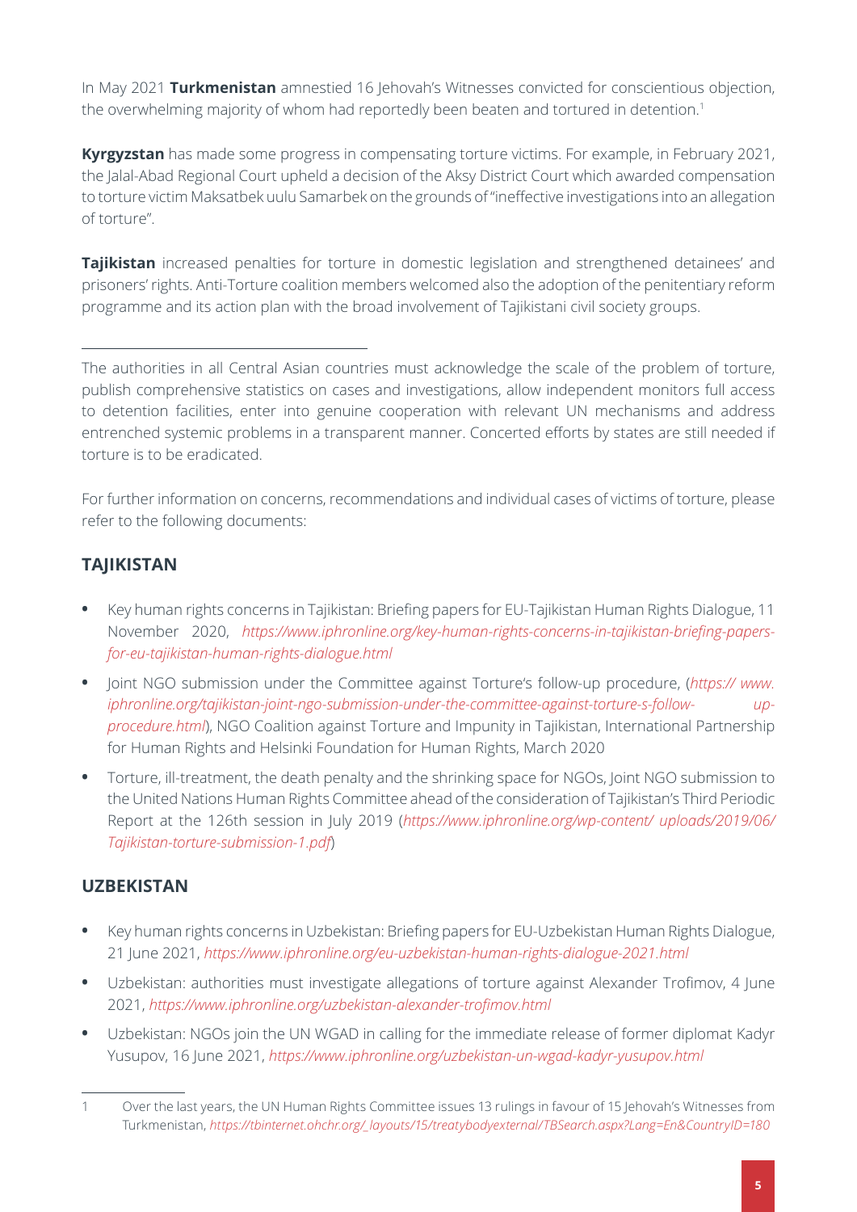In May 2021 **Turkmenistan** amnestied 16 Jehovah's Witnesses convicted for conscientious objection, the overwhelming majority of whom had reportedly been beaten and tortured in detention.[1]

**Kyrgyzstan** has made some progress in compensating torture victims. For example, in February 2021, the Jalal-Abad Regional Court upheld a decision of the Aksy District Court which awarded compensation to torture victim Maksatbek uulu Samarbek on the grounds of "ineffective investigations into an allegation of torture".

**Tajikistan** increased penalties for torture in domestic legislation and strengthened detainees' and prisoners' rights. Anti-Torture coalition members welcomed also the adoption of the penitentiary reform programme and its action plan with the broad involvement of Tajikistani civil society groups.

---

The authorities in all Central Asian countries must acknowledge the scale of the problem of torture, publish comprehensive statistics on cases and investigations, allow independent monitors full access to detention facilities, enter into genuine cooperation with relevant UN mechanisms and address entrenched systemic problems in a transparent manner. Concerted efforts by states are still needed if torture is to be eradicated.

For further information on concerns, recommendations and individual cases of victims of torture, please refer to the following documents:

## TAJIKISTAN

- Key human rights concerns in Tajikistan: Briefing papers for EU-Tajikistan Human Rights Dialogue, 11 November 2020, *https://www.iphronline.org/key-human-rights-concerns-in-tajikistan-briefing-papers-for-eu-tajikistan-human-rights-dialogue.html*
- Joint NGO submission under the Committee against Torture's follow-up procedure, (*https:// www.iphronline.org/tajikistan-joint-ngo-submission-under-the-committee-against-torture-s-follow-up-procedure.html*), NGO Coalition against Torture and Impunity in Tajikistan, International Partnership for Human Rights and Helsinki Foundation for Human Rights, March 2020
- Torture, ill-treatment, the death penalty and the shrinking space for NGOs, Joint NGO submission to the United Nations Human Rights Committee ahead of the consideration of Tajikistan's Third Periodic Report at the 126th session in July 2019 (*https://www.iphronline.org/wp-content/ uploads/2019/06/Tajikistan-torture-submission-1.pdf*)

## UZBEKISTAN

- Key human rights concerns in Uzbekistan: Briefing papers for EU-Uzbekistan Human Rights Dialogue, 21 June 2021, *https://www.iphronline.org/eu-uzbekistan-human-rights-dialogue-2021.html*
- Uzbekistan: authorities must investigate allegations of torture against Alexander Trofimov, 4 June 2021, *https://www.iphronline.org/uzbekistan-alexander-trofimov.html*
- Uzbekistan: NGOs join the UN WGAD in calling for the immediate release of former diplomat Kadyr Yusupov, 16 June 2021, *https://www.iphronline.org/uzbekistan-un-wgad-kadyr-yusupov.html*

---

1 Over the last years, the UN Human Rights Committee issues 13 rulings in favour of 15 Jehovah's Witnesses from Turkmenistan, *https://tbinternet.ohchr.org/_layouts/15/treatybodyexternal/TBSearch.aspx?Lang=En&CountryID=180*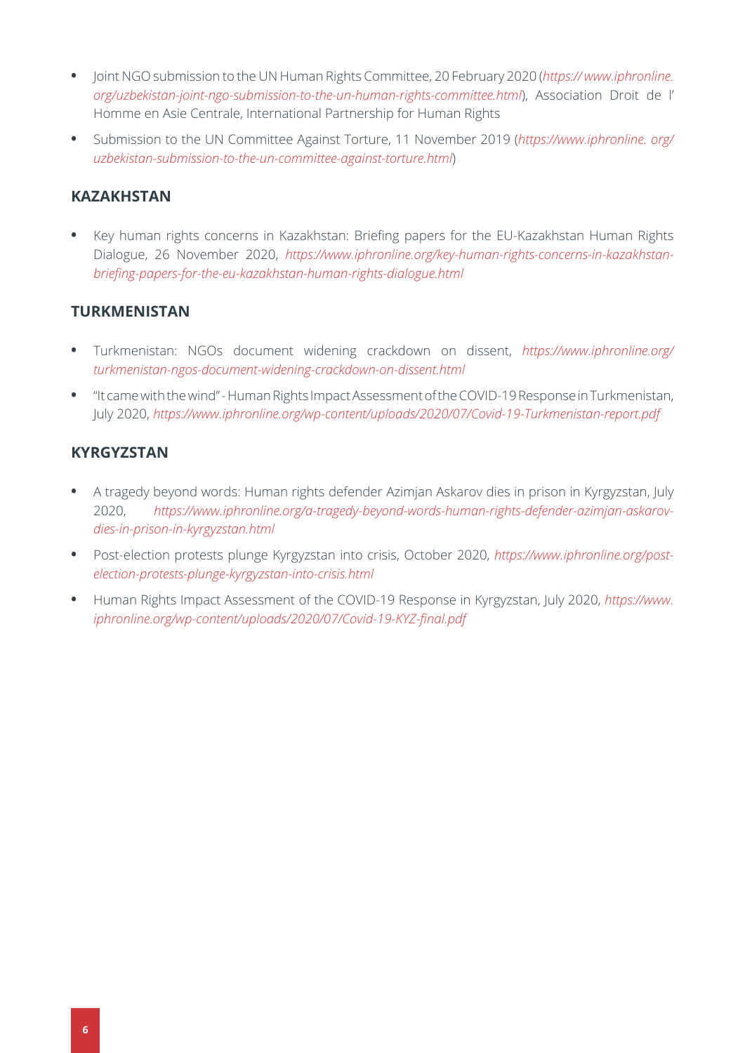- Joint NGO submission to the UN Human Rights Committee, 20 February 2020 (*https:// www.iphronline.org/uzbekistan-joint-ngo-submission-to-the-un-human-rights-committee.html*), Association Droit de l' Homme en Asie Centrale, International Partnership for Human Rights
- Submission to the UN Committee Against Torture, 11 November 2019 (*https://www.iphronline. org/uzbekistan-submission-to-the-un-committee-against-torture.html*)

## KAZAKHSTAN

- Key human rights concerns in Kazakhstan: Briefing papers for the EU-Kazakhstan Human Rights Dialogue, 26 November 2020, *https://www.iphronline.org/key-human-rights-concerns-in-kazakhstan-briefing-papers-for-the-eu-kazakhstan-human-rights-dialogue.html*

## TURKMENISTAN

- Turkmenistan: NGOs document widening crackdown on dissent, *https://www.iphronline.org/turkmenistan-ngos-document-widening-crackdown-on-dissent.html*
- "It came with the wind" - Human Rights Impact Assessment of the COVID-19 Response in Turkmenistan, July 2020, *https://www.iphronline.org/wp-content/uploads/2020/07/Covid-19-Turkmenistan-report.pdf*

## KYRGYZSTAN

- A tragedy beyond words: Human rights defender Azimjan Askarov dies in prison in Kyrgyzstan, July 2020, *https://www.iphronline.org/a-tragedy-beyond-words-human-rights-defender-azimjan-askarov-dies-in-prison-in-kyrgyzstan.html*
- Post-election protests plunge Kyrgyzstan into crisis, October 2020, *https://www.iphronline.org/post-election-protests-plunge-kyrgyzstan-into-crisis.html*
- Human Rights Impact Assessment of the COVID-19 Response in Kyrgyzstan, July 2020, *https://www.iphronline.org/wp-content/uploads/2020/07/Covid-19-KYZ-final.pdf*